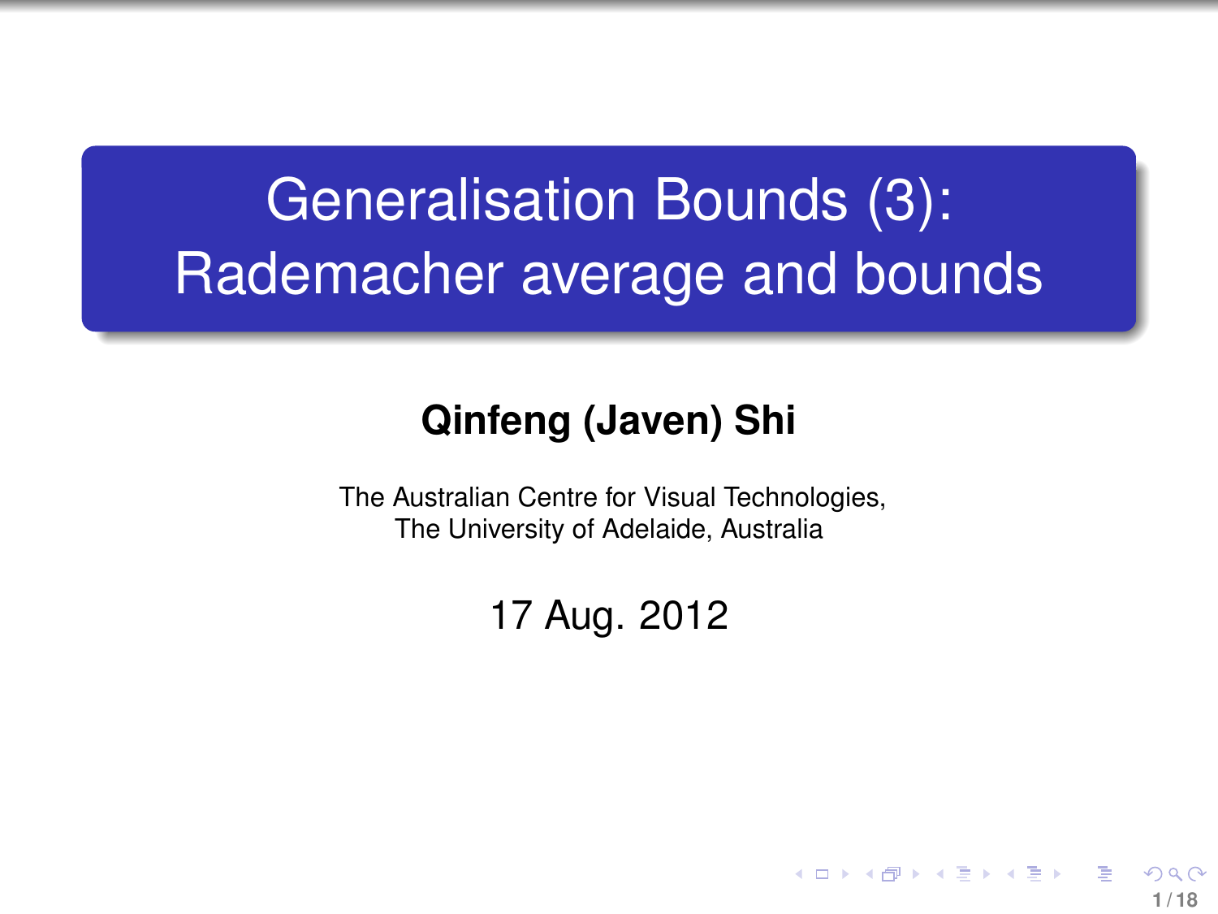# Generalisation Bounds (3): Rademacher average and bounds

**Qinfeng (Javen) Shi**

The Australian Centre for Visual Technologies,
The University of Adelaide, Australia

17 Aug. 2012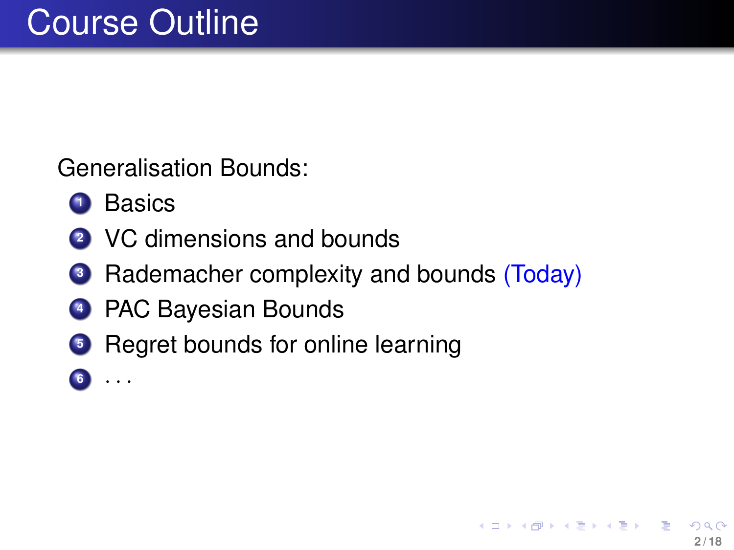# Course Outline

Generalisation Bounds:

1. Basics
2. VC dimensions and bounds
3. Rademacher complexity and bounds (Today)
4. PAC Bayesian Bounds
5. Regret bounds for online learning
6. . . .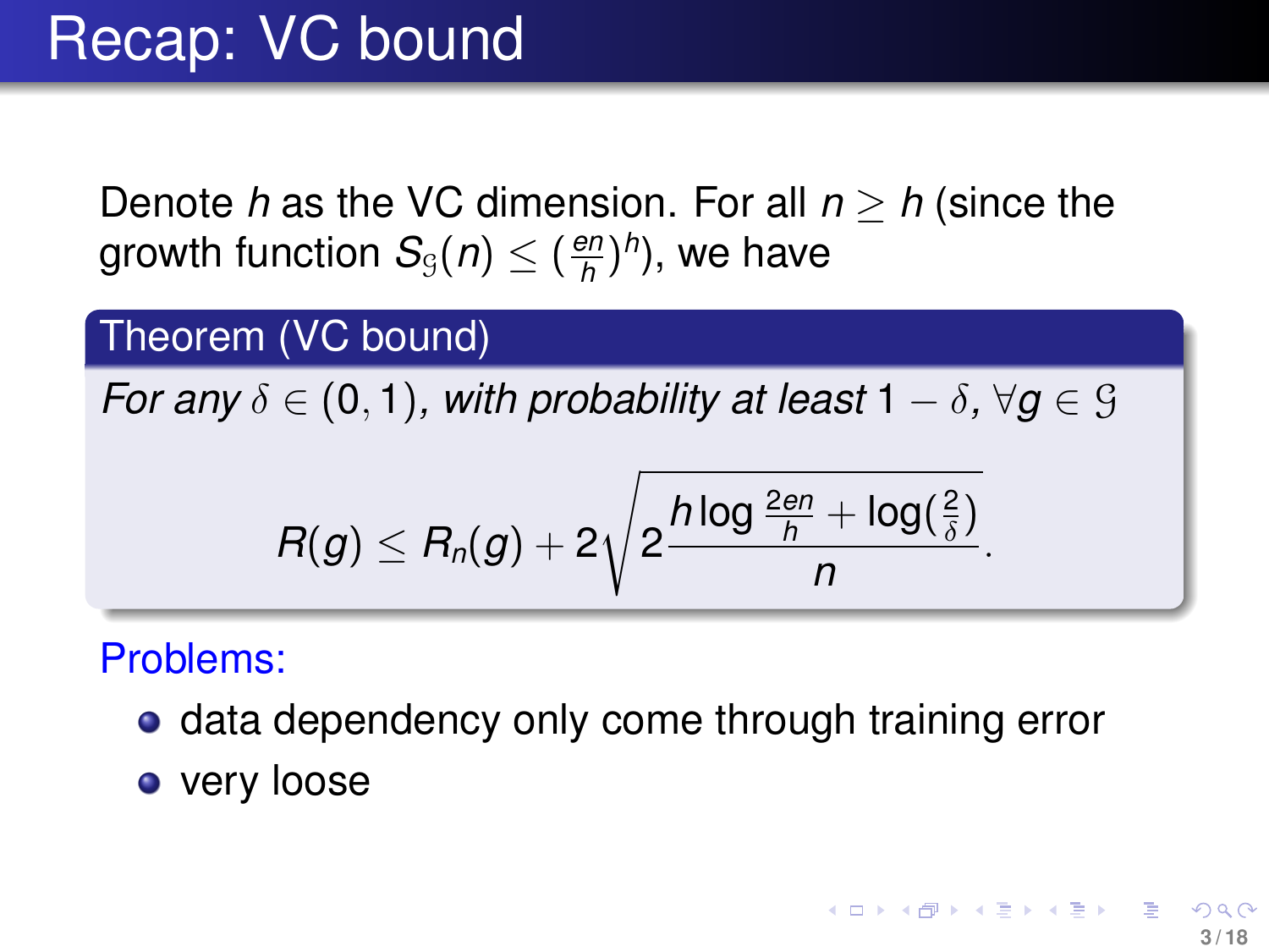# Recap: VC bound

Denote $h$ as the VC dimension. For all $n \geq h$ (since the growth function $S_{\mathcal{G}}(n) \leq (\frac{en}{h})^h$), we have

**Theorem (VC bound)**

*For any $\delta \in (0, 1)$, with probability at least $1 - \delta$, $\forall g \in \mathcal{G}$*

$$R(g) \leq R_n(g) + 2\sqrt{2\frac{h \log \frac{2en}{h} + \log(\frac{2}{\delta})}{n}}.$$

Problems:

- data dependency only come through training error
- very loose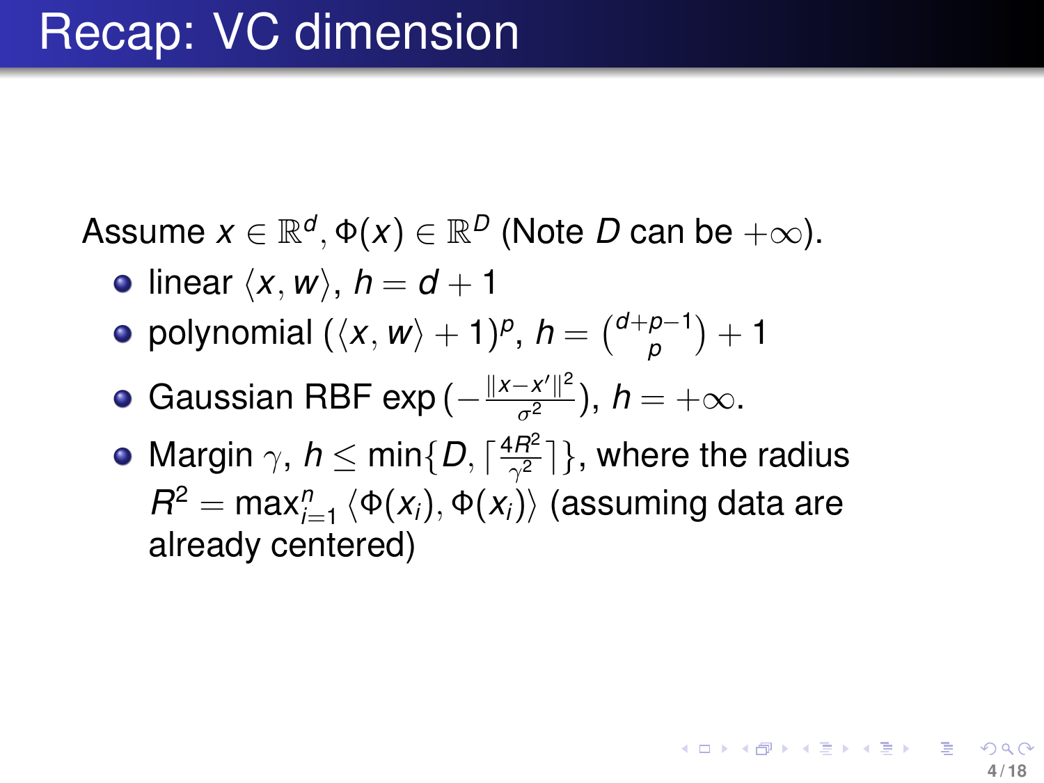# Recap: VC dimension

Assume $x \in \mathbb{R}^d$, $\Phi(x) \in \mathbb{R}^D$ (Note $D$ can be $+\infty$).

- linear $\langle x, w \rangle$, $h = d + 1$
- polynomial $(\langle x, w \rangle + 1)^p$, $h = \binom{d+p-1}{p} + 1$
- Gaussian RBF $\exp\left(-\frac{\|x - x'\|^2}{\sigma^2}\right)$, $h = +\infty$.
- Margin $\gamma$, $h \leq \min\{D, \lceil \frac{4R^2}{\gamma^2} \rceil\}$, where the radius $R^2 = \max_{i=1}^{n} \langle \Phi(x_i), \Phi(x_i) \rangle$ (assuming data are already centered)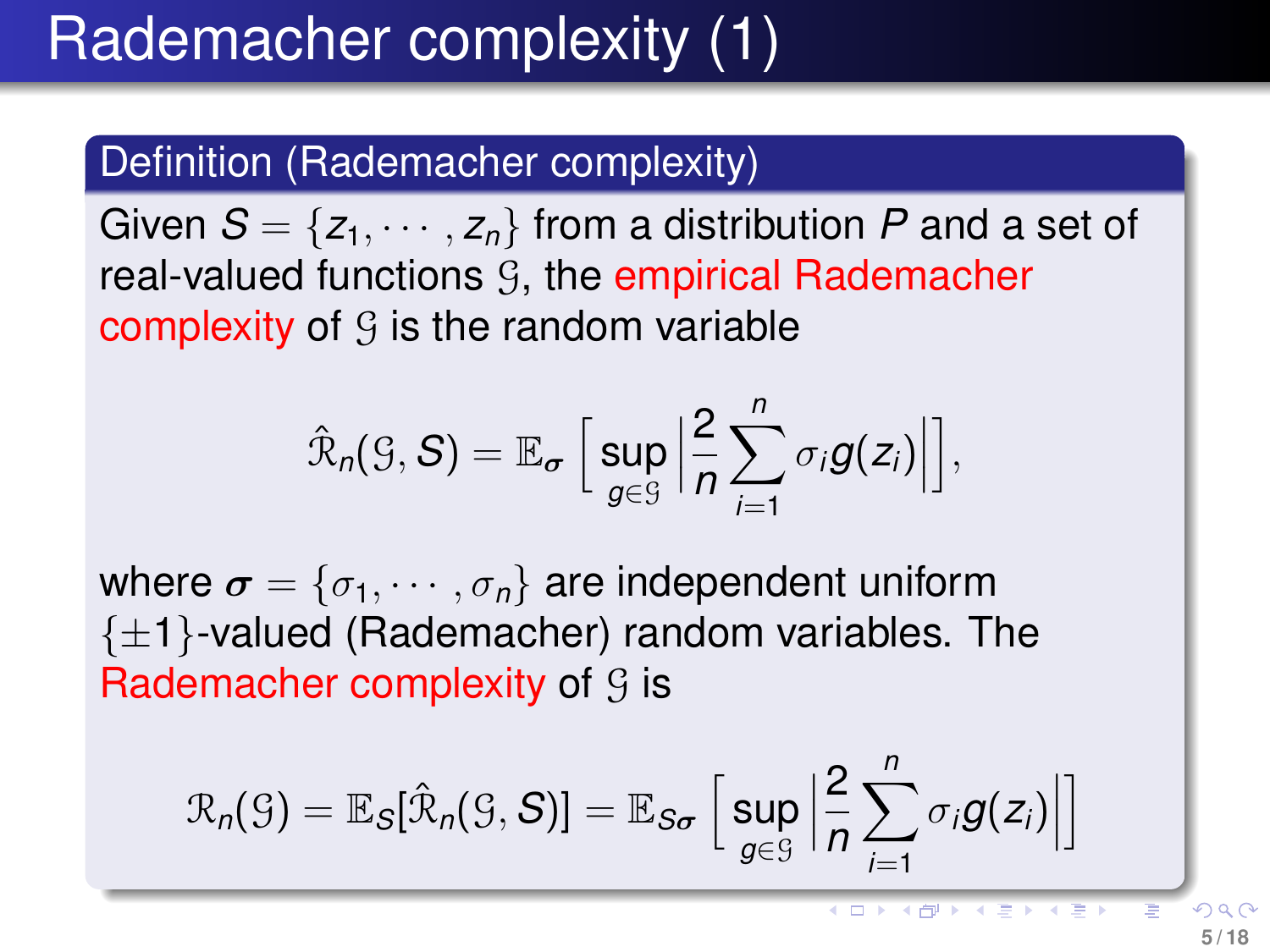# Rademacher complexity (1)

**Definition (Rademacher complexity)**

Given $S = \{z_1, \cdots, z_n\}$ from a distribution $P$ and a set of real-valued functions $\mathcal{G}$, the empirical Rademacher complexity of $\mathcal{G}$ is the random variable

$$\hat{\mathcal{R}}_n(\mathcal{G}, S) = \mathbb{E}_{\boldsymbol{\sigma}} \left[ \sup_{g \in \mathcal{G}} \left| \frac{2}{n} \sum_{i=1}^{n} \sigma_i g(z_i) \right| \right],$$

where $\boldsymbol{\sigma} = \{\sigma_1, \cdots, \sigma_n\}$ are independent uniform $\{\pm 1\}$-valued (Rademacher) random variables. The Rademacher complexity of $\mathcal{G}$ is

$$\mathcal{R}_n(\mathcal{G}) = \mathbb{E}_S[\hat{\mathcal{R}}_n(\mathcal{G}, S)] = \mathbb{E}_{S\boldsymbol{\sigma}} \left[ \sup_{g \in \mathcal{G}} \left| \frac{2}{n} \sum_{i=1}^{n} \sigma_i g(z_i) \right| \right]$$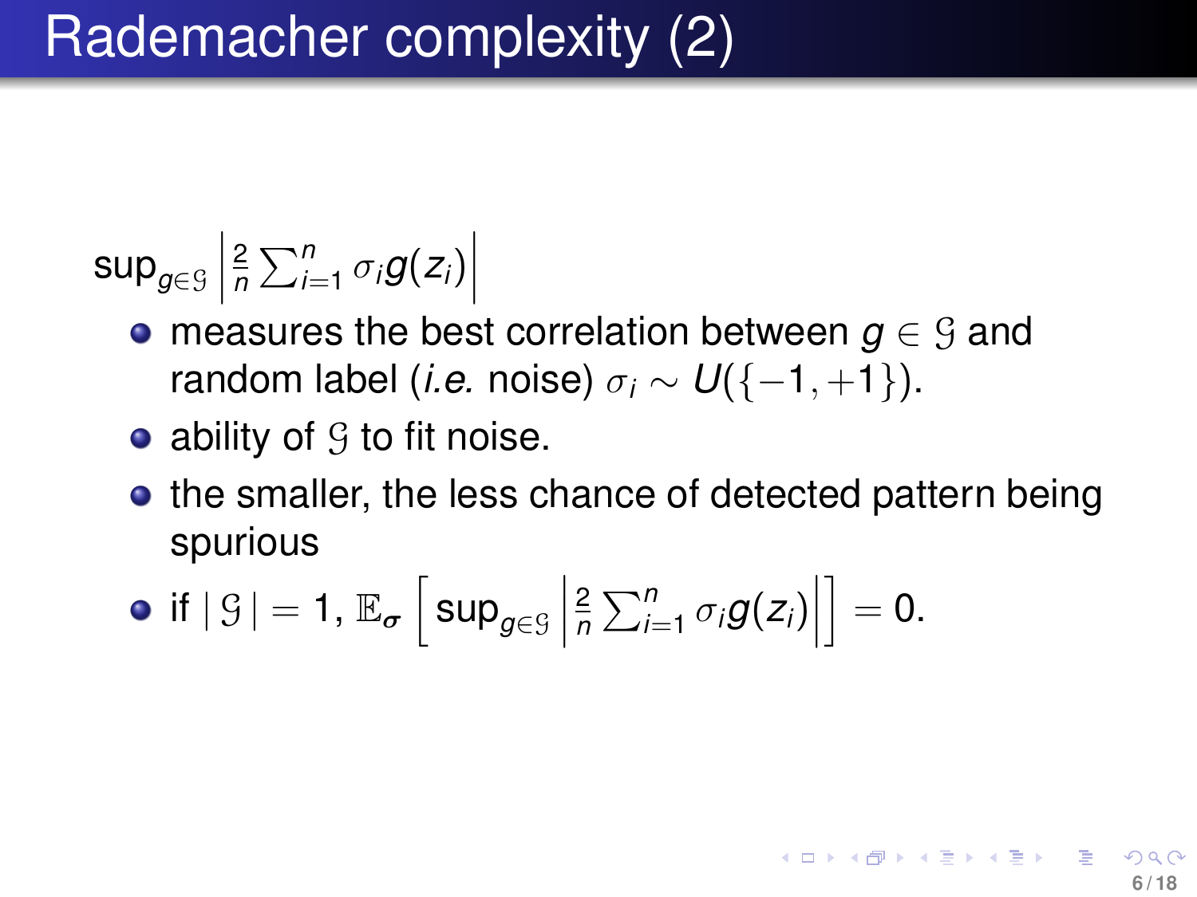# Rademacher complexity (2)

$\sup_{g \in \mathcal{G}} \left| \frac{2}{n} \sum_{i=1}^{n} \sigma_i g(z_i) \right|$

- measures the best correlation between $g \in \mathcal{G}$ and random label (*i.e.* noise) $\sigma_i \sim U(\{-1, +1\})$.
- ability of $\mathcal{G}$ to fit noise.
- the smaller, the less chance of detected pattern being spurious
- if $|\,\mathcal{G}\,| = 1$, $\mathbb{E}_{\boldsymbol{\sigma}} \left[ \sup_{g \in \mathcal{G}} \left| \frac{2}{n} \sum_{i=1}^{n} \sigma_i g(z_i) \right| \right] = 0$.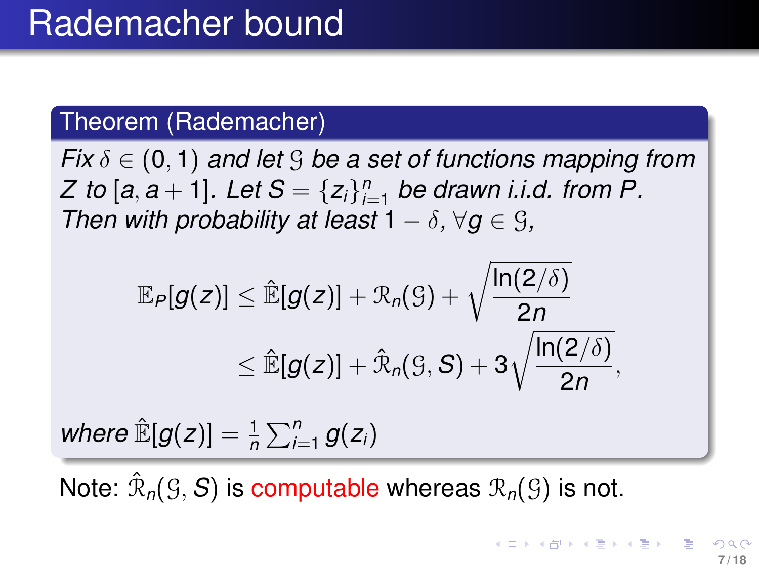# Rademacher bound

**Theorem (Rademacher)**

*Fix $\delta \in (0, 1)$ and let $\mathcal{G}$ be a set of functions mapping from $Z$ to $[a, a+1]$. Let $S = \{z_i\}_{i=1}^n$ be drawn i.i.d. from $P$. Then with probability at least $1 - \delta$, $\forall g \in \mathcal{G}$,*

$$
\begin{aligned}
\mathbb{E}_P[g(z)] &\leq \hat{\mathbb{E}}[g(z)] + \mathcal{R}_n(\mathcal{G}) + \sqrt{\frac{\ln(2/\delta)}{2n}} \\
&\leq \hat{\mathbb{E}}[g(z)] + \hat{\mathcal{R}}_n(\mathcal{G}, S) + 3\sqrt{\frac{\ln(2/\delta)}{2n}},
\end{aligned}
$$

*where $\hat{\mathbb{E}}[g(z)] = \frac{1}{n}\sum_{i=1}^n g(z_i)$*

Note: $\hat{\mathcal{R}}_n(\mathcal{G}, S)$ is computable whereas $\mathcal{R}_n(\mathcal{G})$ is not.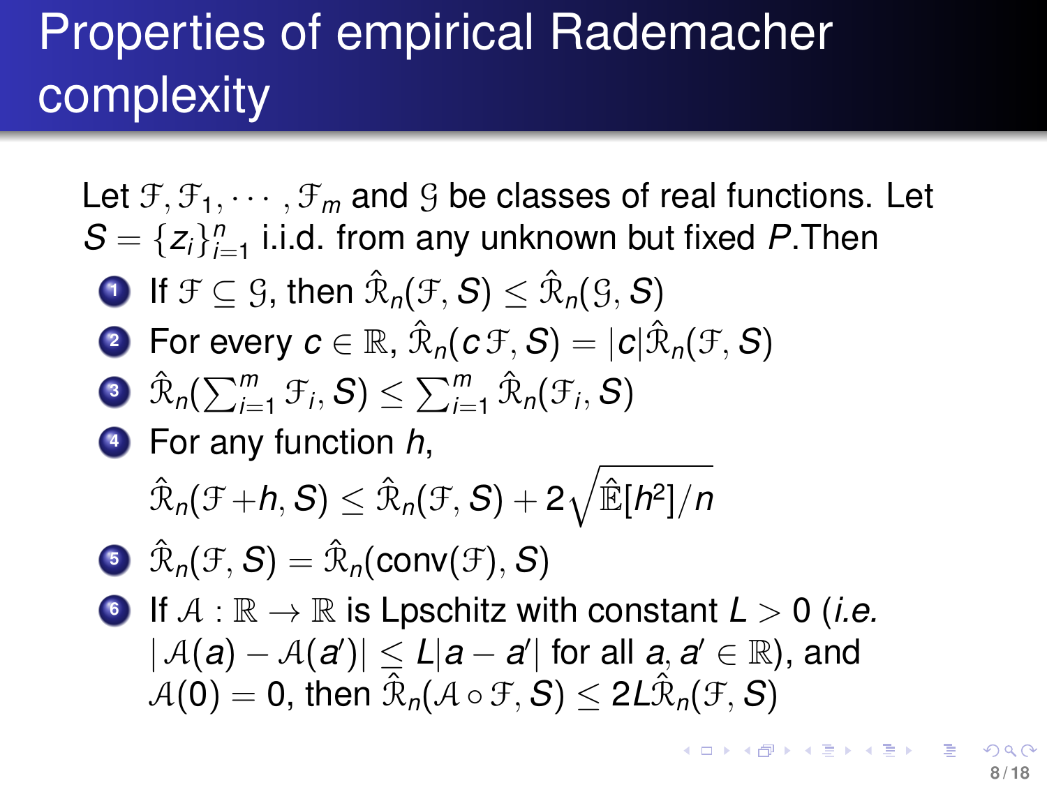# Properties of empirical Rademacher complexity

Let $\mathcal{F}, \mathcal{F}_1, \cdots, \mathcal{F}_m$ and $\mathcal{G}$ be classes of real functions. Let $S = \{z_i\}_{i=1}^n$ i.i.d. from any unknown but fixed $P$.Then

1. If $\mathcal{F} \subseteq \mathcal{G}$, then $\hat{\mathcal{R}}_n(\mathcal{F}, S) \leq \hat{\mathcal{R}}_n(\mathcal{G}, S)$
2. For every $c \in \mathbb{R}$, $\hat{\mathcal{R}}_n(c\,\mathcal{F}, S) = |c|\hat{\mathcal{R}}_n(\mathcal{F}, S)$
3. $\hat{\mathcal{R}}_n(\sum_{i=1}^m \mathcal{F}_i, S) \leq \sum_{i=1}^m \hat{\mathcal{R}}_n(\mathcal{F}_i, S)$
4. For any function $h$,
   $\hat{\mathcal{R}}_n(\mathcal{F} + h, S) \leq \hat{\mathcal{R}}_n(\mathcal{F}, S) + 2\sqrt{\hat{\mathbb{E}}[h^2]/n}$
5. $\hat{\mathcal{R}}_n(\mathcal{F}, S) = \hat{\mathcal{R}}_n(\text{conv}(\mathcal{F}), S)$
6. If $\mathcal{A} : \mathbb{R} \to \mathbb{R}$ is Lpschitz with constant $L > 0$ (*i.e.* $|\mathcal{A}(a) - \mathcal{A}(a')| \leq L|a - a'|$ for all $a, a' \in \mathbb{R}$), and $\mathcal{A}(0) = 0$, then $\hat{\mathcal{R}}_n(\mathcal{A} \circ \mathcal{F}, S) \leq 2L\hat{\mathcal{R}}_n(\mathcal{F}, S)$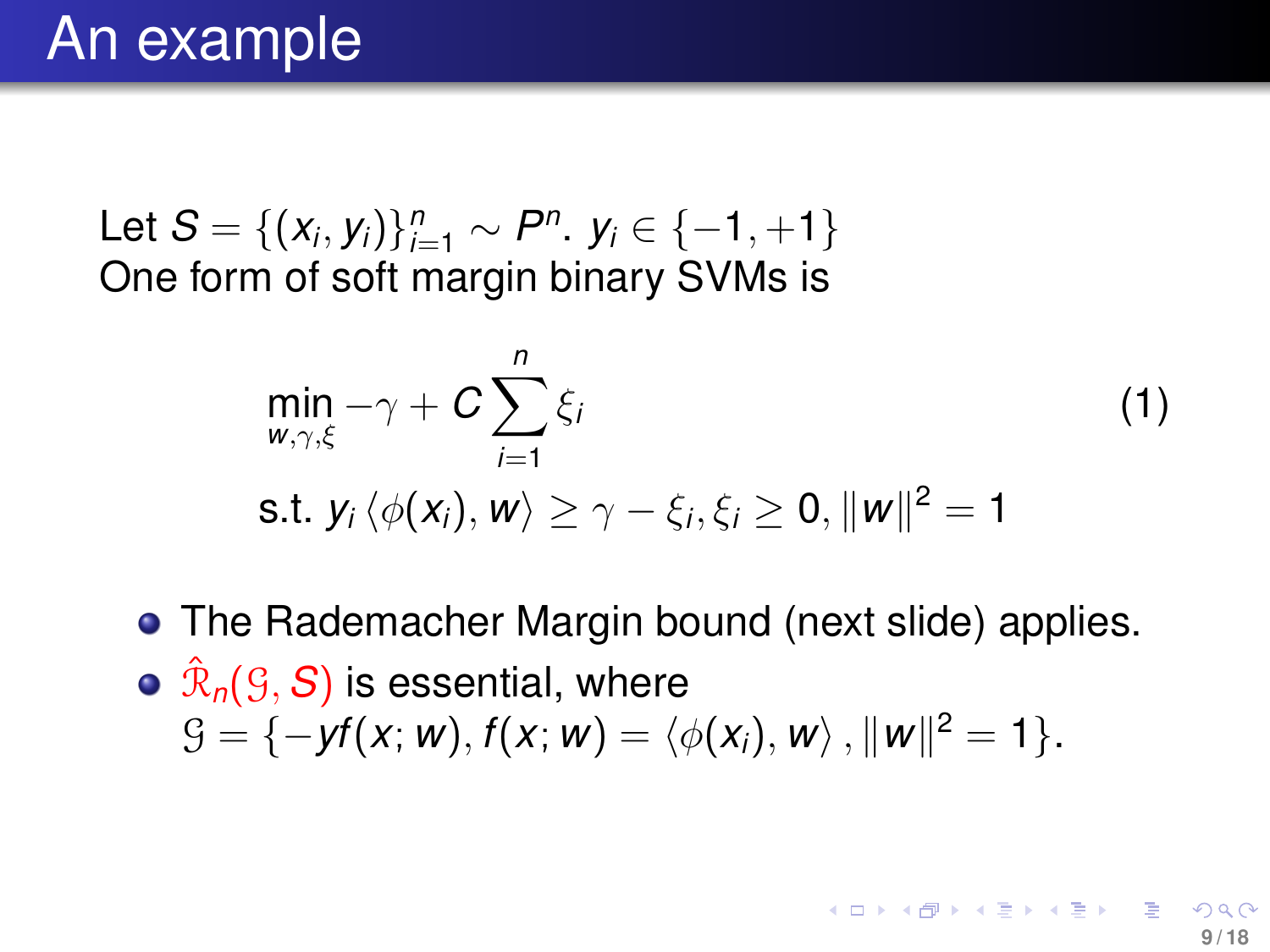# An example

Let $S = \{(x_i, y_i)\}_{i=1}^n \sim P^n$. $y_i \in \{-1, +1\}$
One form of soft margin binary SVMs is

$$\min_{w,\gamma,\xi} -\gamma + C \sum_{i=1}^{n} \xi_i \tag{1}$$

$$\text{s.t. } y_i \langle \phi(x_i), w \rangle \geq \gamma - \xi_i, \xi_i \geq 0, \|w\|^2 = 1$$

- The Rademacher Margin bound (next slide) applies.
- $\hat{\mathcal{R}}_n(\mathcal{G}, S)$ is essential, where $\mathcal{G} = \{-yf(x; w), f(x; w) = \langle \phi(x_i), w \rangle, \|w\|^2 = 1\}$.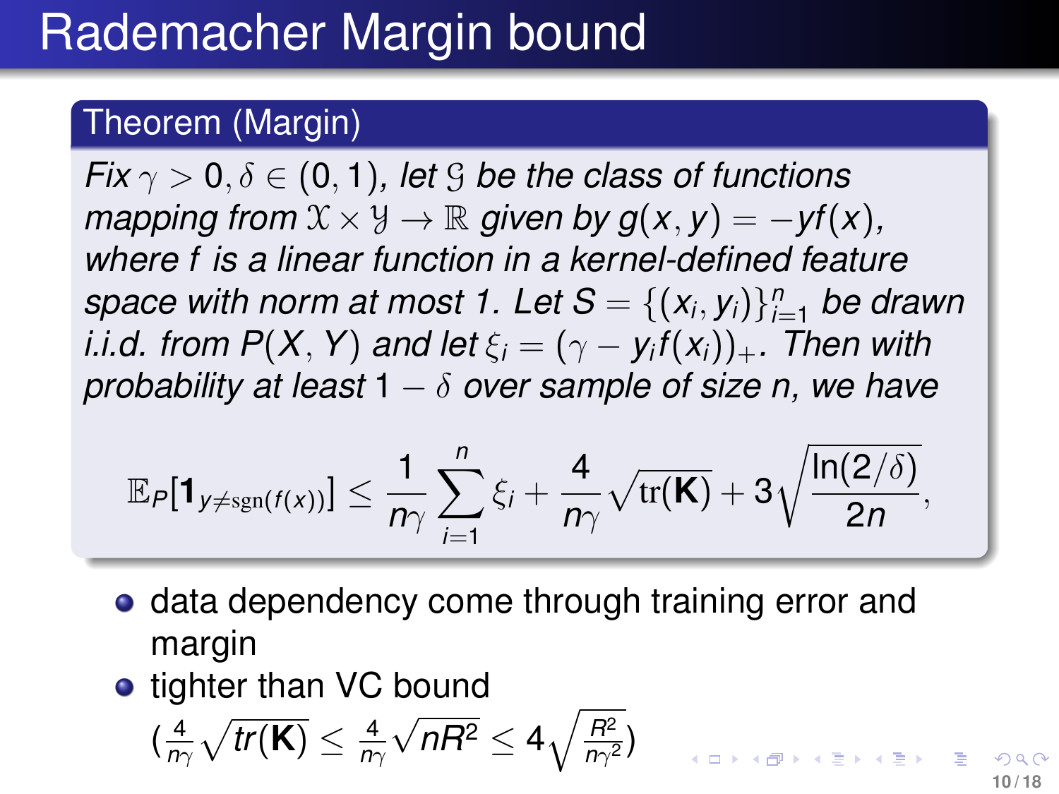# Rademacher Margin bound

**Theorem (Margin)**

*Fix $\gamma > 0, \delta \in (0,1)$, let $\mathcal{G}$ be the class of functions mapping from $\mathcal{X} \times \mathcal{Y} \to \mathbb{R}$ given by $g(x,y) = -yf(x)$, where $f$ is a linear function in a kernel-defined feature space with norm at most 1. Let $S = \{(x_i, y_i)\}_{i=1}^n$ be drawn i.i.d. from $P(X, Y)$ and let $\xi_i = (\gamma - y_i f(x_i))_+$. Then with probability at least $1 - \delta$ over sample of size n, we have*

$$\mathbb{E}_P[\mathbf{1}_{y \neq \mathrm{sgn}(f(x))}] \leq \frac{1}{n\gamma}\sum_{i=1}^n \xi_i + \frac{4}{n\gamma}\sqrt{\mathrm{tr}(\mathbf{K})} + 3\sqrt{\frac{\ln(2/\delta)}{2n}},$$

- data dependency come through training error and margin
- tighter than VC bound $\left(\frac{4}{n\gamma}\sqrt{tr(\mathbf{K})} \leq \frac{4}{n\gamma}\sqrt{nR^2} \leq 4\sqrt{\frac{R^2}{n\gamma^2}}\right)$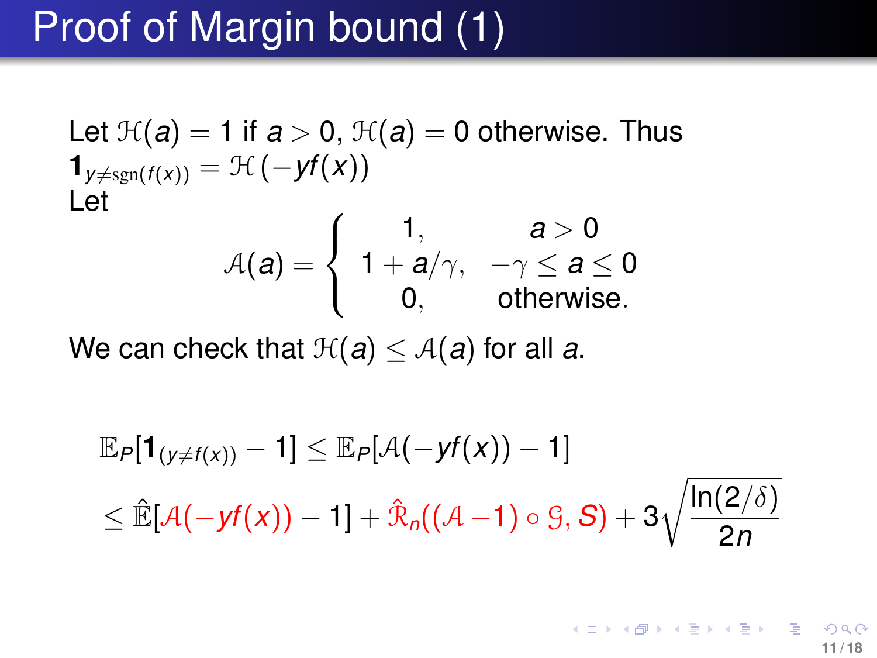# Proof of Margin bound (1)

Let $\mathcal{H}(a) = 1$ if $a > 0$, $\mathcal{H}(a) = 0$ otherwise. Thus $\mathbf{1}_{y \neq \mathrm{sgn}(f(x))} = \mathcal{H}\left(-yf(x)\right)$

Let

$$\mathcal{A}(a) = \begin{cases} 1, & a > 0 \\ 1 + a/\gamma, & -\gamma \leq a \leq 0 \\ 0, & \text{otherwise.} \end{cases}$$

We can check that $\mathcal{H}(a) \leq \mathcal{A}(a)$ for all $a$.

$$\mathbb{E}_P[\mathbf{1}_{(y \neq f(x))} - 1] \leq \mathbb{E}_P[\mathcal{A}(-yf(x)) - 1]$$

$$\leq \hat{\mathbb{E}}[\mathcal{A}(-yf(x)) - 1] + \hat{\mathcal{R}}_n((\mathcal{A} - 1) \circ \mathcal{G}, S) + 3\sqrt{\frac{\ln(2/\delta)}{2n}}$$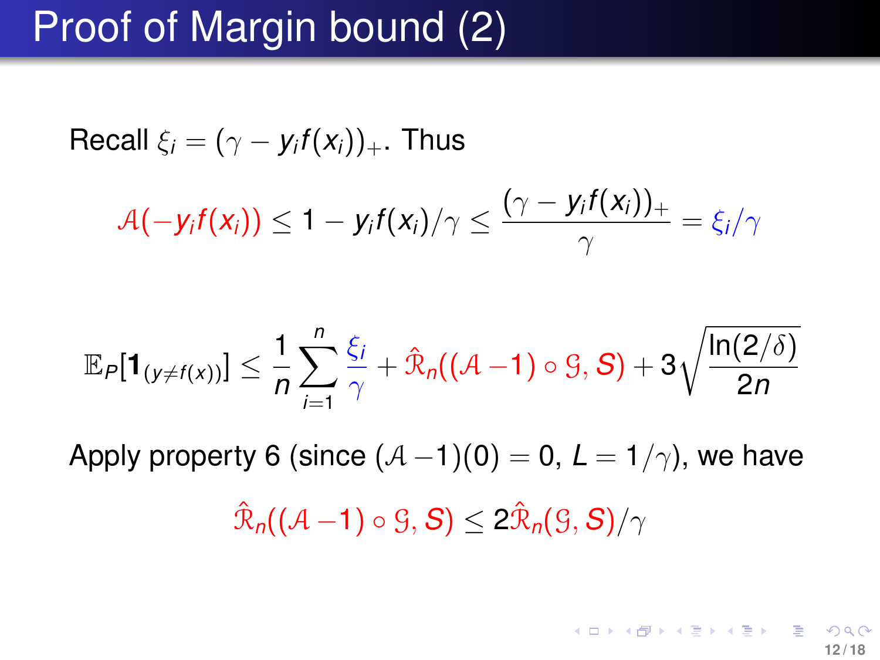# Proof of Margin bound (2)

Recall $\xi_i = (\gamma - y_i f(x_i))_+$. Thus

$$\mathcal{A}(-y_i f(x_i)) \leq 1 - y_i f(x_i)/\gamma \leq \frac{(\gamma - y_i f(x_i))_+}{\gamma} = \xi_i/\gamma$$

$$\mathbb{E}_P[\mathbf{1}_{(y \neq f(x))}] \leq \frac{1}{n} \sum_{i=1}^{n} \frac{\xi_i}{\gamma} + \hat{\mathcal{R}}_n((\mathcal{A} - 1) \circ \mathcal{G}, S) + 3\sqrt{\frac{\ln(2/\delta)}{2n}}$$

Apply property 6 (since $(\mathcal{A} - 1)(0) = 0$, $L = 1/\gamma$), we have

$$\hat{\mathcal{R}}_n((\mathcal{A} - 1) \circ \mathcal{G}, S) \leq 2\hat{\mathcal{R}}_n(\mathcal{G}, S)/\gamma$$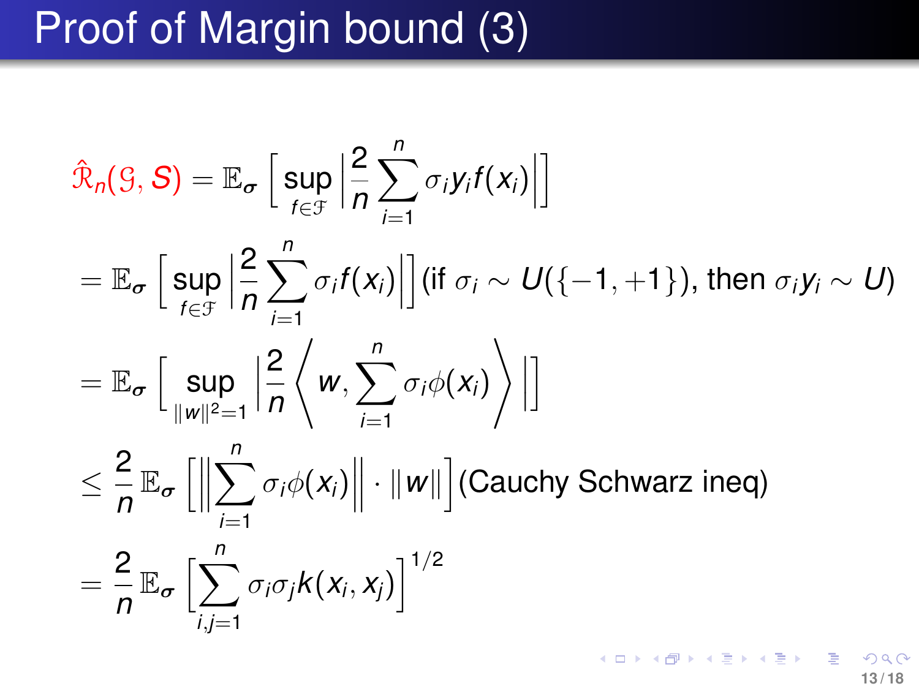# Proof of Margin bound (3)

$$
\begin{aligned}
\hat{\mathcal{R}}_n(\mathcal{G}, S) &= \mathbb{E}_{\boldsymbol{\sigma}}\left[\sup_{f\in\mathcal{F}}\left|\frac{2}{n}\sum_{i=1}^{n}\sigma_i y_i f(x_i)\right|\right] \\
&= \mathbb{E}_{\boldsymbol{\sigma}}\left[\sup_{f\in\mathcal{F}}\left|\frac{2}{n}\sum_{i=1}^{n}\sigma_i f(x_i)\right|\right] \text{(if } \sigma_i \sim U(\{-1,+1\})\text{, then } \sigma_i y_i \sim U\text{)} \\
&= \mathbb{E}_{\boldsymbol{\sigma}}\left[\sup_{\|w\|^2=1}\left|\frac{2}{n}\left\langle w, \sum_{i=1}^{n}\sigma_i \phi(x_i)\right\rangle\right|\right] \\
&\leq \frac{2}{n}\mathbb{E}_{\boldsymbol{\sigma}}\left[\left\|\sum_{i=1}^{n}\sigma_i\phi(x_i)\right\| \cdot \|w\|\right] \text{(Cauchy Schwarz ineq)} \\
&= \frac{2}{n}\mathbb{E}_{\boldsymbol{\sigma}}\left[\sum_{i,j=1}^{n}\sigma_i\sigma_j k(x_i, x_j)\right]^{1/2}
\end{aligned}
$$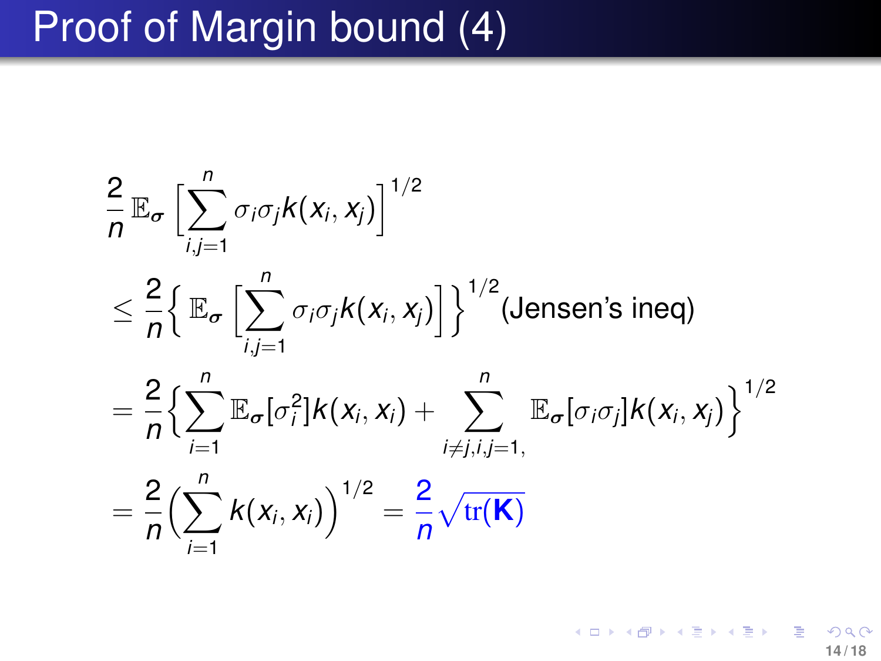# Proof of Margin bound (4)

$$
\begin{aligned}
&\frac{2}{n}\mathbb{E}_{\boldsymbol{\sigma}}\Big[\sum_{i,j=1}^{n}\sigma_i\sigma_j k(x_i,x_j)\Big]^{1/2} \\
&\leq \frac{2}{n}\Big\{\ \mathbb{E}_{\boldsymbol{\sigma}}\Big[\sum_{i,j=1}^{n}\sigma_i\sigma_j k(x_i,x_j)\Big]\Big\}^{1/2} \text{(Jensen's ineq)} \\
&= \frac{2}{n}\Big\{\sum_{i=1}^{n}\mathbb{E}_{\boldsymbol{\sigma}}[\sigma_i^2]k(x_i,x_i) + \sum_{i\neq j, i,j=1,}^{n}\mathbb{E}_{\boldsymbol{\sigma}}[\sigma_i\sigma_j]k(x_i,x_j)\Big\}^{1/2} \\
&= \frac{2}{n}\Big(\sum_{i=1}^{n}k(x_i,x_i)\Big)^{1/2} = \frac{2}{n}\sqrt{\mathrm{tr}(\mathbf{K})}
\end{aligned}
$$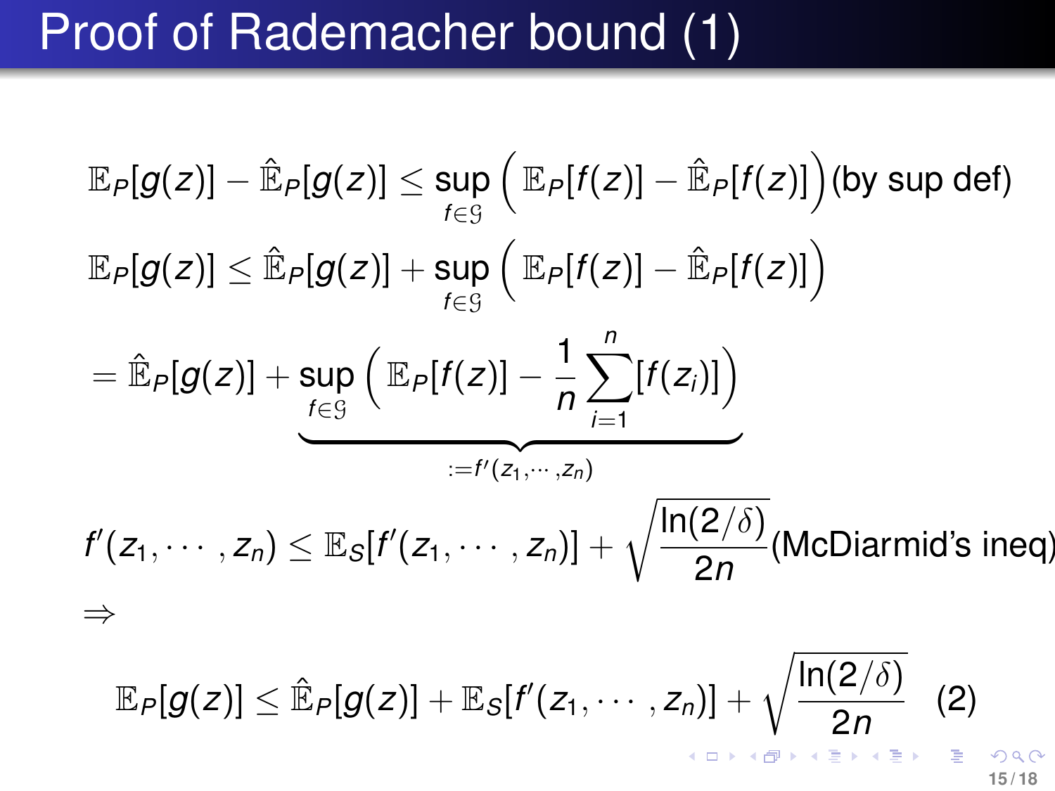# Proof of Rademacher bound (1)

$$\mathbb{E}_P[g(z)] - \hat{\mathbb{E}}_P[g(z)] \leq \sup_{f \in \mathcal{G}} \Big( \mathbb{E}_P[f(z)] - \hat{\mathbb{E}}_P[f(z)] \Big) \text{(by sup def)}$$

$$\mathbb{E}_P[g(z)] \leq \hat{\mathbb{E}}_P[g(z)] + \sup_{f \in \mathcal{G}} \Big( \mathbb{E}_P[f(z)] - \hat{\mathbb{E}}_P[f(z)] \Big)$$

$$= \hat{\mathbb{E}}_P[g(z)] + \underbrace{\sup_{f \in \mathcal{G}} \Big( \mathbb{E}_P[f(z)] - \frac{1}{n} \sum_{i=1}^{n} [f(z_i)] \Big)}_{:= f'(z_1, \cdots, z_n)}$$

$$f'(z_1, \cdots, z_n) \leq \mathbb{E}_S[f'(z_1, \cdots, z_n)] + \sqrt{\frac{\ln(2/\delta)}{2n}} \text{(McDiarmid's ineq)}$$

$$\Rightarrow$$

$$\mathbb{E}_P[g(z)] \leq \hat{\mathbb{E}}_P[g(z)] + \mathbb{E}_S[f'(z_1, \cdots, z_n)] + \sqrt{\frac{\ln(2/\delta)}{2n}} \quad (2)$$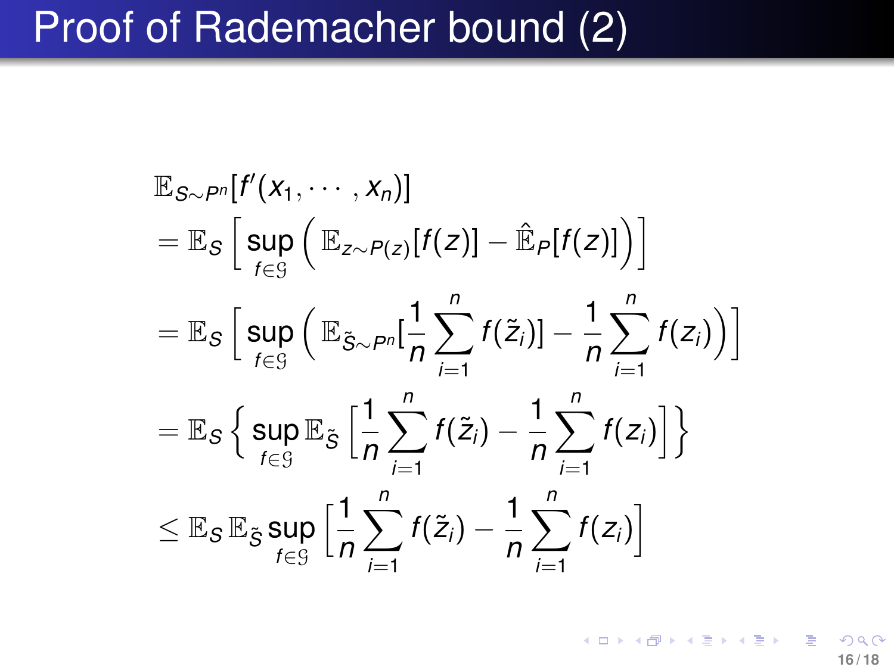# Proof of Rademacher bound (2)

$$
\begin{aligned}
&\mathbb{E}_{S\sim P^n}[f'(x_1,\cdots,x_n)] \\
&= \mathbb{E}_S\Big[\sup_{f\in\mathcal{G}}\Big(\mathbb{E}_{z\sim P(z)}[f(z)] - \hat{\mathbb{E}}_P[f(z)]\Big)\Big] \\
&= \mathbb{E}_S\Big[\sup_{f\in\mathcal{G}}\Big(\mathbb{E}_{\tilde{S}\sim P^n}[\frac{1}{n}\sum_{i=1}^{n} f(\tilde{z}_i)] - \frac{1}{n}\sum_{i=1}^{n} f(z_i)\Big)\Big] \\
&= \mathbb{E}_S\Big\{\sup_{f\in\mathcal{G}}\mathbb{E}_{\tilde{S}}\Big[\frac{1}{n}\sum_{i=1}^{n} f(\tilde{z}_i) - \frac{1}{n}\sum_{i=1}^{n} f(z_i)\Big]\Big\} \\
&\leq \mathbb{E}_S\,\mathbb{E}_{\tilde{S}}\sup_{f\in\mathcal{G}}\Big[\frac{1}{n}\sum_{i=1}^{n} f(\tilde{z}_i) - \frac{1}{n}\sum_{i=1}^{n} f(z_i)\Big]
\end{aligned}
$$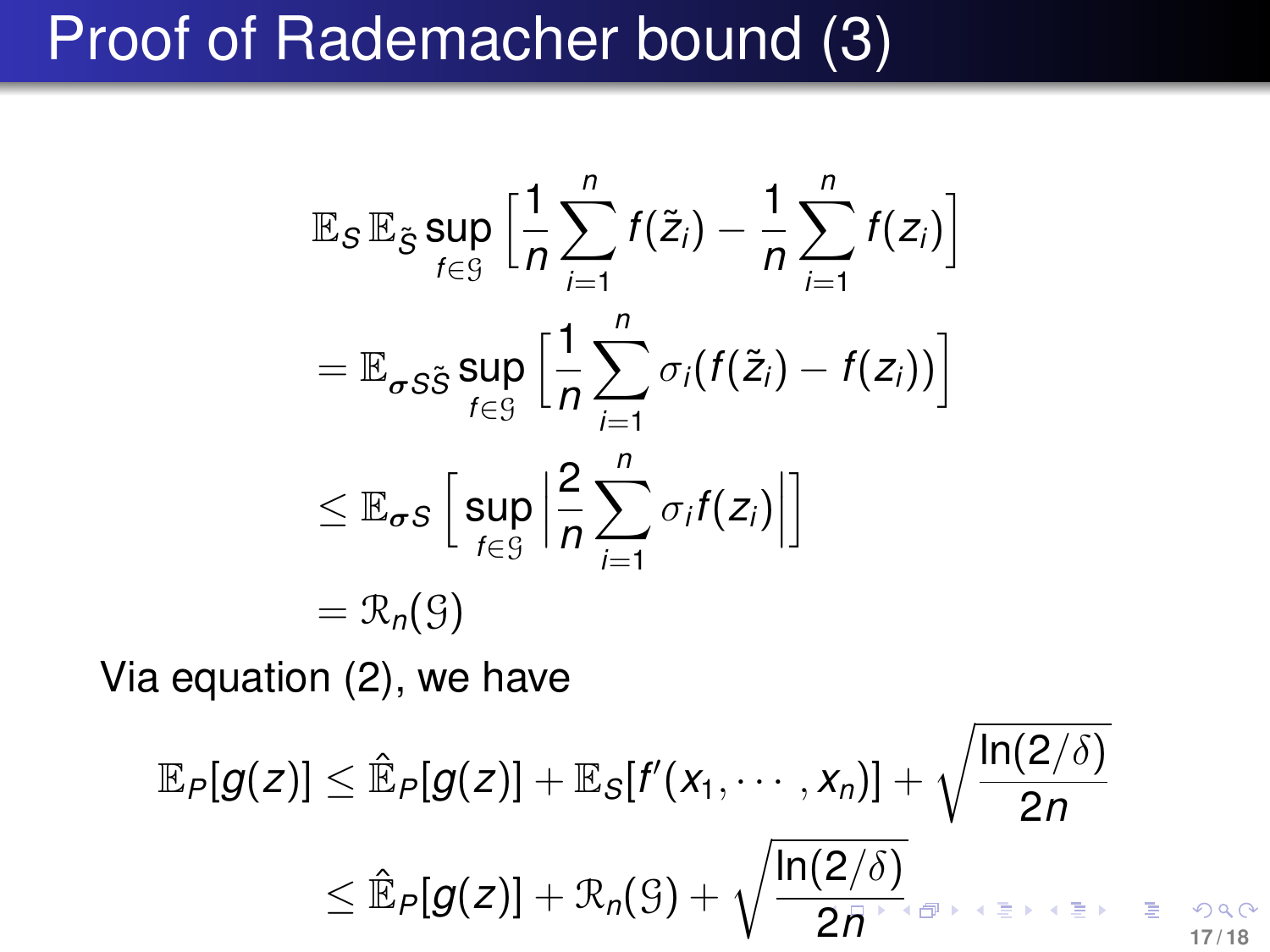# Proof of Rademacher bound (3)

$$
\begin{aligned}
&\mathbb{E}_S \, \mathbb{E}_{\tilde{S}} \sup_{f \in \mathcal{G}} \left[ \frac{1}{n} \sum_{i=1}^{n} f(\tilde{z}_i) - \frac{1}{n} \sum_{i=1}^{n} f(z_i) \right] \\
&= \mathbb{E}_{\boldsymbol{\sigma} S \tilde{S}} \sup_{f \in \mathcal{G}} \left[ \frac{1}{n} \sum_{i=1}^{n} \sigma_i (f(\tilde{z}_i) - f(z_i)) \right] \\
&\leq \mathbb{E}_{\boldsymbol{\sigma} S} \left[ \sup_{f \in \mathcal{G}} \left| \frac{2}{n} \sum_{i=1}^{n} \sigma_i f(z_i) \right| \right] \\
&= \mathcal{R}_n(\mathcal{G})
\end{aligned}
$$

Via equation (2), we have

$$
\begin{aligned}
\mathbb{E}_P[g(z)] &\leq \hat{\mathbb{E}}_P[g(z)] + \mathbb{E}_S[f'(x_1, \cdots, x_n)] + \sqrt{\frac{\ln(2/\delta)}{2n}} \\
&\leq \hat{\mathbb{E}}_P[g(z)] + \mathcal{R}_n(\mathcal{G}) + \sqrt{\frac{\ln(2/\delta)}{2n}}
\end{aligned}
$$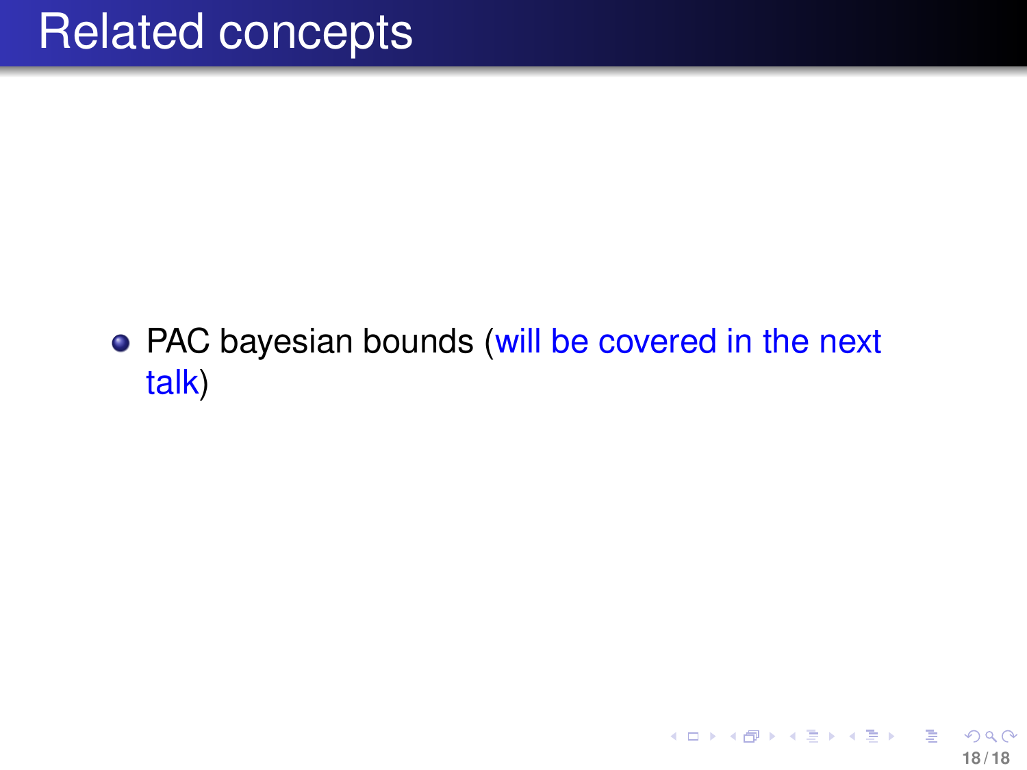# Related concepts

- PAC bayesian bounds (will be covered in the next talk)